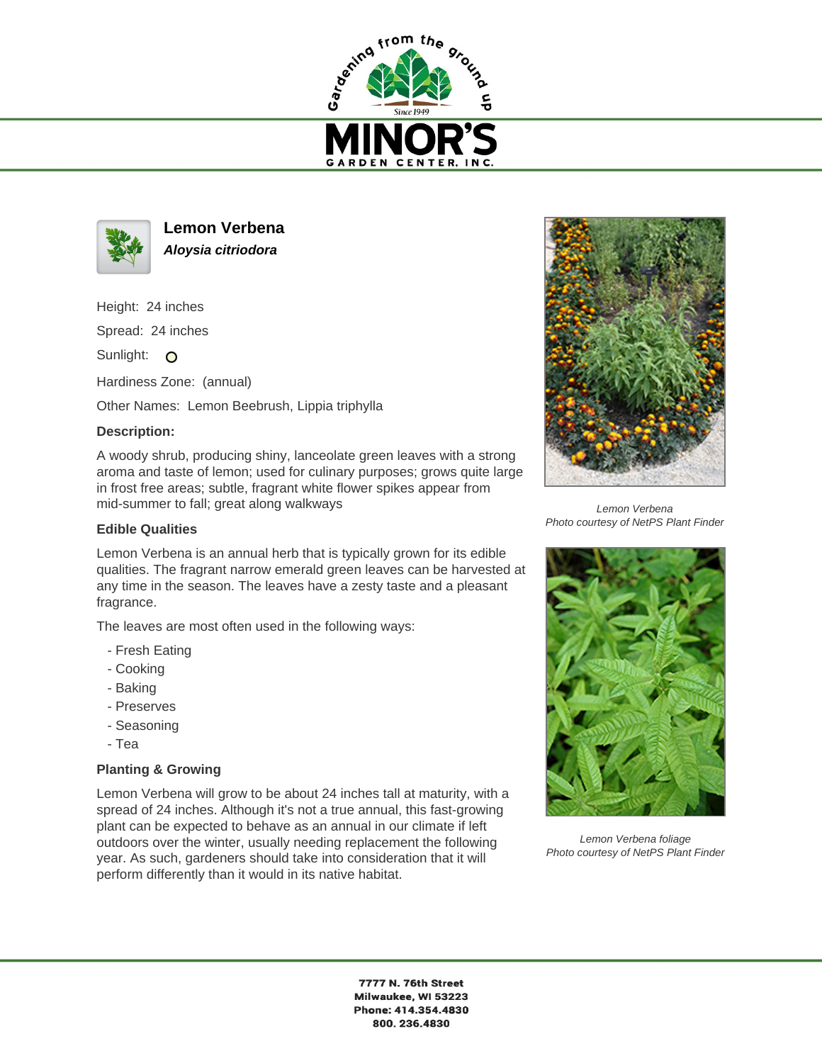# Lemon Verbena

***Aloysia citriodora***

Height: 24 inches

Spread: 24 inches

Sunlight: O

Hardiness Zone: (annual)

Other Names: Lemon Beebrush, Lippia triphylla

### Description:

A woody shrub, producing shiny, lanceolate green leaves with a strong aroma and taste of lemon; used for culinary purposes; grows quite large in frost free areas; subtle, fragrant white flower spikes appear from mid-summer to fall; great along walkways

### Edible Qualities

Lemon Verbena is an annual herb that is typically grown for its edible qualities. The fragrant narrow emerald green leaves can be harvested at any time in the season. The leaves have a zesty taste and a pleasant fragrance.

The leaves are most often used in the following ways:

- Fresh Eating
- Cooking
- Baking
- Preserves
- Seasoning
- Tea

### Planting & Growing

Lemon Verbena will grow to be about 24 inches tall at maturity, with a spread of 24 inches. Although it's not a true annual, this fast-growing plant can be expected to behave as an annual in our climate if left outdoors over the winter, usually needing replacement the following year. As such, gardeners should take into consideration that it will perform differently than it would in its native habitat.

*Lemon Verbena*
*Photo courtesy of NetPS Plant Finder*

*Lemon Verbena foliage*
*Photo courtesy of NetPS Plant Finder*

**7777 N. 76th Street**
**Milwaukee, WI 53223**
**Phone: 414.354.4830**
**800. 236.4830**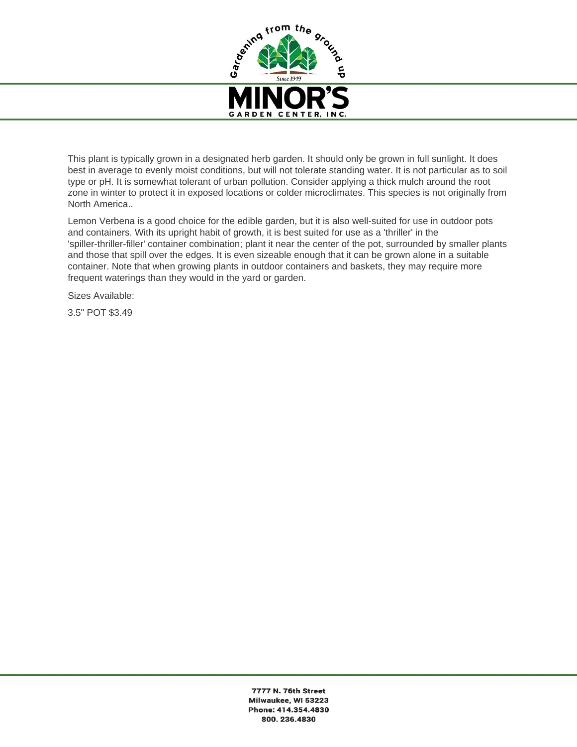This plant is typically grown in a designated herb garden. It should only be grown in full sunlight. It does best in average to evenly moist conditions, but will not tolerate standing water. It is not particular as to soil type or pH. It is somewhat tolerant of urban pollution. Consider applying a thick mulch around the root zone in winter to protect it in exposed locations or colder microclimates. This species is not originally from North America..

Lemon Verbena is a good choice for the edible garden, but it is also well-suited for use in outdoor pots and containers. With its upright habit of growth, it is best suited for use as a 'thriller' in the 'spiller-thriller-filler' container combination; plant it near the center of the pot, surrounded by smaller plants and those that spill over the edges. It is even sizeable enough that it can be grown alone in a suitable container. Note that when growing plants in outdoor containers and baskets, they may require more frequent waterings than they would in the yard or garden.

Sizes Available:

3.5" POT $3.49